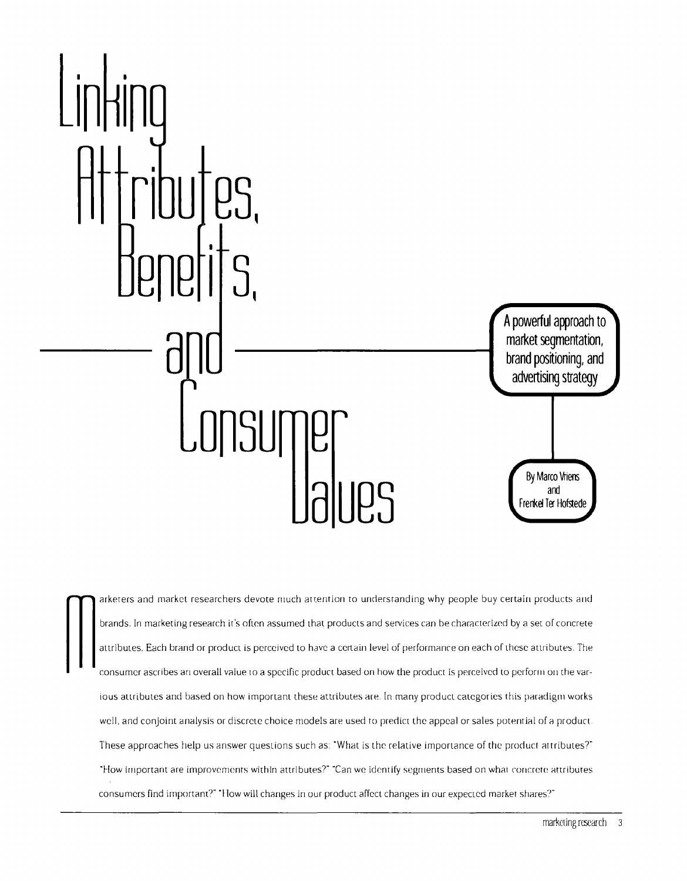# Linking Attributes, Benefits, and Consumer Values

**A powerful approach to market segmentation, brand positioning, and advertising strategy**

By Marco Vriens and Frenkel Ter Hofstede

Marketers and market researchers devote much attention to understanding why people buy certain products and brands. In marketing research it's often assumed that products and services can be characterized by a set of concrete attributes. Each brand or product is perceived to have a certain level of performance on each of these attributes. The consumer ascribes an overall value to a specific product based on how the product is perceived to perform on the various attributes and based on how important these attributes are. In many product categories this paradigm works well, and conjoint analysis or discrete choice models are used to predict the appeal or sales potential of a product. These approaches help us answer questions such as: "What is the relative importance of the product attributes?" "How important are improvements within attributes?" "Can we identify segments based on what concrete attributes consumers find important?" "How will changes in our product affect changes in our expected market shares?"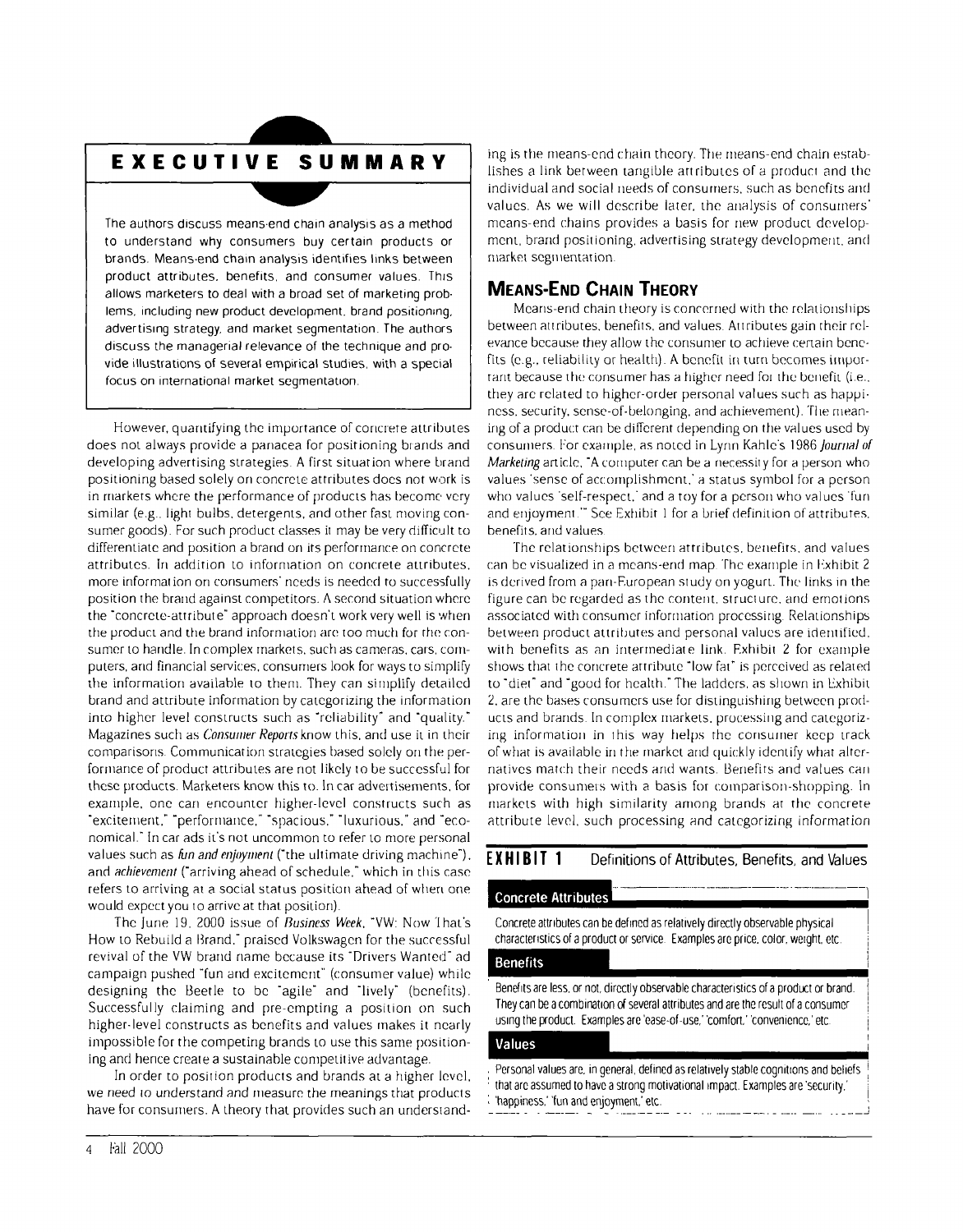## EXECUTIVE SUMMARY

The authors discuss means-end chain analysis as a method to understand why consumers buy certain products or brands. Means-end chain analysis identifies links between product attributes, benefits, and consumer values. This allows marketers to deal with a broad set of marketing problems, including new product development, brand positioning, advertising strategy, and market segmentation. The authors discuss the managerial relevance of the technique and provide illustrations of several empirical studies, with a special focus on international market segmentation.

However, quantifying the importance of concrete attributes does not always provide a panacea for positioning brands and developing advertising strategies. A first situation where brand positioning based solely on concrete attributes does not work is in markets where the performance of products has become very similar (e.g., light bulbs, detergents, and other fast moving consumer goods). For such product classes it may be very difficult to differentiate and position a brand on its performance on concrete attributes. In addition to information on concrete attributes, more information on consumers' needs is needed to successfully position the brand against competitors. A second situation where the "concrete-attribute" approach doesn't work very well is when the product and the brand information are too much for the consumer to handle. In complex markets, such as cameras, cars, computers, and financial services, consumers look for ways to simplify the information available to them. They can simplify detailed brand and attribute information by categorizing the information into higher level constructs such as "reliability" and "quality." Magazines such as *Consumer Reports* know this, and use it in their comparisons. Communication strategies based solely on the performance of product attributes are not likely to be successful for these products. Marketers know this to. In car advertisements, for example, one can encounter higher-level constructs such as "excitement," "performance," "spacious," "luxurious," and "economical." In car ads it's not uncommon to refer to more personal values such as *fun and enjoyment* ("the ultimate driving machine"), and *achievement* ("arriving ahead of schedule," which in this case refers to arriving at a social status position ahead of when one would expect you to arrive at that position).

The June 19, 2000 issue of *Business Week*, "VW: Now That's How to Rebuild a Brand," praised Volkswagen for the successful revival of the VW brand name because its "Drivers Wanted" ad campaign pushed "fun and excitement" (consumer value) while designing the Beetle to be "agile" and "lively" (benefits). Successfully claiming and pre-empting a position on such higher-level constructs as benefits and values makes it nearly impossible for the competing brands to use this same positioning and hence create a sustainable competitive advantage.

In order to position products and brands at a higher level, we need to understand and measure the meanings that products have for consumers. A theory that provides such an understanding is the means-end chain theory. The means-end chain establishes a link between tangible attributes of a product and the individual and social needs of consumers, such as benefits and values. As we will describe later, the analysis of consumers' means-end chains provides a basis for new product development, brand positioning, advertising strategy development, and market segmentation.

## MEANS-END CHAIN THEORY

Means-end chain theory is concerned with the relationships between attributes, benefits, and values. Attributes gain their relevance because they allow the consumer to achieve certain benefits (e.g., reliability or health). A benefit in turn becomes important because the consumer has a higher need for the benefit (i.e., they are related to higher-order personal values such as happiness, security, sense-of-belonging, and achievement). The meaning of a product can be different depending on the values used by consumers. For example, as noted in Lynn Kahle's 1986 *Journal of Marketing* article, "A computer can be a necessity for a person who values 'sense of accomplishment,' a status symbol for a person who values 'self-respect,' and a toy for a person who values 'fun and enjoyment.'" See Exhibit 1 for a brief definition of attributes, benefits, and values.

The relationships between attributes, benefits, and values can be visualized in a means-end map. The example in Exhibit 2 is derived from a pan-European study on yogurt. The links in the figure can be regarded as the content, structure, and emotions associated with consumer information processing. Relationships between product attributes and personal values are identified, with benefits as an intermediate link. Exhibit 2 for example shows that the concrete attribute "low fat" is perceived as related to "diet" and "good for health." The ladders, as shown in Exhibit 2, are the bases consumers use for distinguishing between products and brands. In complex markets, processing and categorizing information in this way helps the consumer keep track of what is available in the market and quickly identify what alternatives match their needs and wants. Benefits and values can provide consumers with a basis for comparison-shopping. In markets with high similarity among brands at the concrete attribute level, such processing and categorizing information

**EXHIBIT 1** Definitions of Attributes, Benefits, and Values

**Concrete Attributes**

Concrete attributes can be defined as relatively directly observable physical characteristics of a product or service. Examples are price, color, weight, etc.

**Benefits**

Benefits are less, or not, directly observable characteristics of a product or brand. They can be a combination of several attributes and are the result of a consumer using the product. Examples are 'ease-of-use,' 'comfort,' 'convenience,' etc.

**Values**

Personal values are, in general, defined as relatively stable cognitions and beliefs that are assumed to have a strong motivational impact. Examples are 'security,' 'happiness,' 'fun and enjoyment,' etc.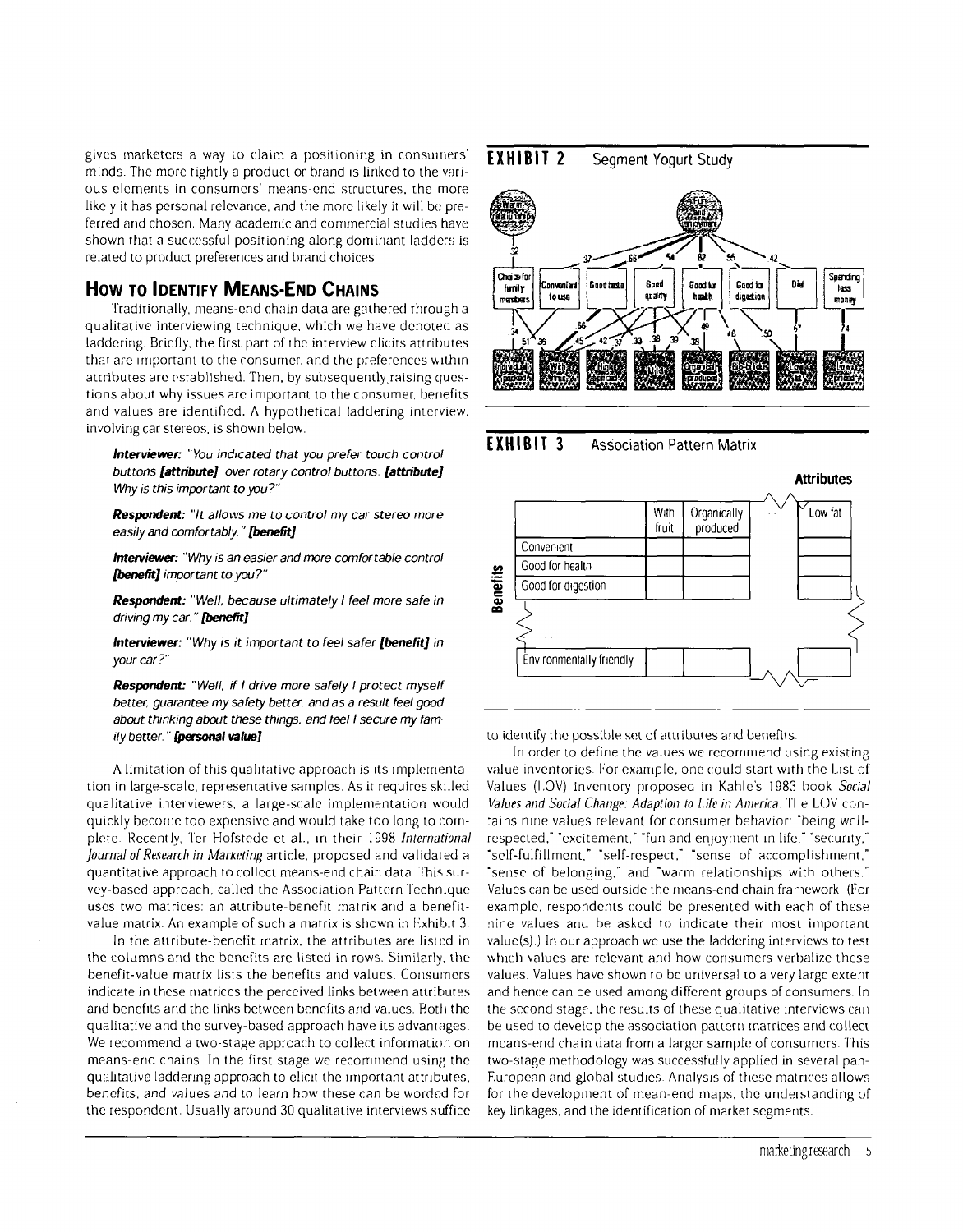gives marketers a way to claim a positioning in consumers' minds. The more tightly a product or brand is linked to the various elements in consumers' means-end structures, the more likely it has personal relevance, and the more likely it will be preferred and chosen. Many academic and commercial studies have shown that a successful positioning along dominant ladders is related to product preferences and brand choices.

## How to Identify Means-End Chains

Traditionally, means-end chain data are gathered through a qualitative interviewing technique, which we have denoted as laddering. Briefly, the first part of the interview elicits attributes that are important to the consumer, and the preferences within attributes are established. Then, by subsequently raising questions about why issues are important to the consumer, benefits and values are identified. A hypothetical laddering interview, involving car stereos, is shown below.

> ***Interviewer:*** *"You indicated that you prefer touch control buttons* ***[attribute]*** *over rotary control buttons.* ***[attribute]*** *Why is this important to you?"*
>
> ***Respondent:*** *"It allows me to control my car stereo more easily and comfortably."* ***[benefit]***
>
> ***Interviewer:*** *"Why is an easier and more comfortable control* ***[benefit]*** *important to you?"*
>
> ***Respondent:*** *"Well, because ultimately I feel more safe in driving my car."* ***[benefit]***
>
> ***Interviewer:*** *"Why is it important to feel safer* ***[benefit]*** *in your car?"*
>
> ***Respondent:*** *"Well, if I drive more safely I protect myself better, guarantee my safety better, and as a result feel good about thinking about these things, and feel I secure my family better."* ***[personal value]***

A limitation of this qualitative approach is its implementation in large-scale, representative samples. As it requires skilled qualitative interviewers, a large-scale implementation would quickly become too expensive and would take too long to complete. Recently, Ter Hofstede et al., in their 1998 *International Journal of Research in Marketing* article, proposed and validated a quantitative approach to collect means-end chain data. This survey-based approach, called the Association Pattern Technique uses two matrices: an attribute-benefit matrix and a benefit-value matrix. An example of such a matrix is shown in Exhibit 3.

In the attribute-benefit matrix, the attributes are listed in the columns and the benefits are listed in rows. Similarly, the benefit-value matrix lists the benefits and values. Consumers indicate in these matrices the perceived links between attributes and benefits and the links between benefits and values. Both the qualitative and the survey-based approach have its advantages. We recommend a two-stage approach to collect information on means-end chains. In the first stage we recommend using the qualitative laddering approach to elicit the important attributes, benefits, and values and to learn how these can be worded for the respondent. Usually around 30 qualitative interviews suffice

**EXHIBIT 2** Segment Yogurt Study

**EXHIBIT 3** Association Pattern Matrix

| | With fruit | Organically produced | ... | Low fat |
|---|---|---|---|---|
| Convenient | | | | |
| Good for health | | | | |
| Good for digestion | | | | |
| ... | | | | |
| Environmentally friendly | | | | |

(Rows: Benefits; Columns: Attributes)

to identify the possible set of attributes and benefits.

In order to define the values we recommend using existing value inventories. For example, one could start with the List of Values (LOV) inventory proposed in Kahle's 1983 book *Social Values and Social Change: Adaption to Life in America*. The LOV contains nine values relevant for consumer behavior: "being well-respected," "excitement," "fun and enjoyment in life," "security," "self-fulfillment," "self-respect," "sense of accomplishment," "sense of belonging," and "warm relationships with others." Values can be used outside the means-end chain framework. (For example, respondents could be presented with each of these nine values and be asked to indicate their most important value(s).) In our approach we use the laddering interviews to test which values are relevant and how consumers verbalize these values. Values have shown to be universal to a very large extent and hence can be used among different groups of consumers. In the second stage, the results of these qualitative interviews can be used to develop the association pattern matrices and collect means-end chain data from a larger sample of consumers. This two-stage methodology was successfully applied in several pan-European and global studies. Analysis of these matrices allows for the development of mean-end maps, the understanding of key linkages, and the identification of market segments.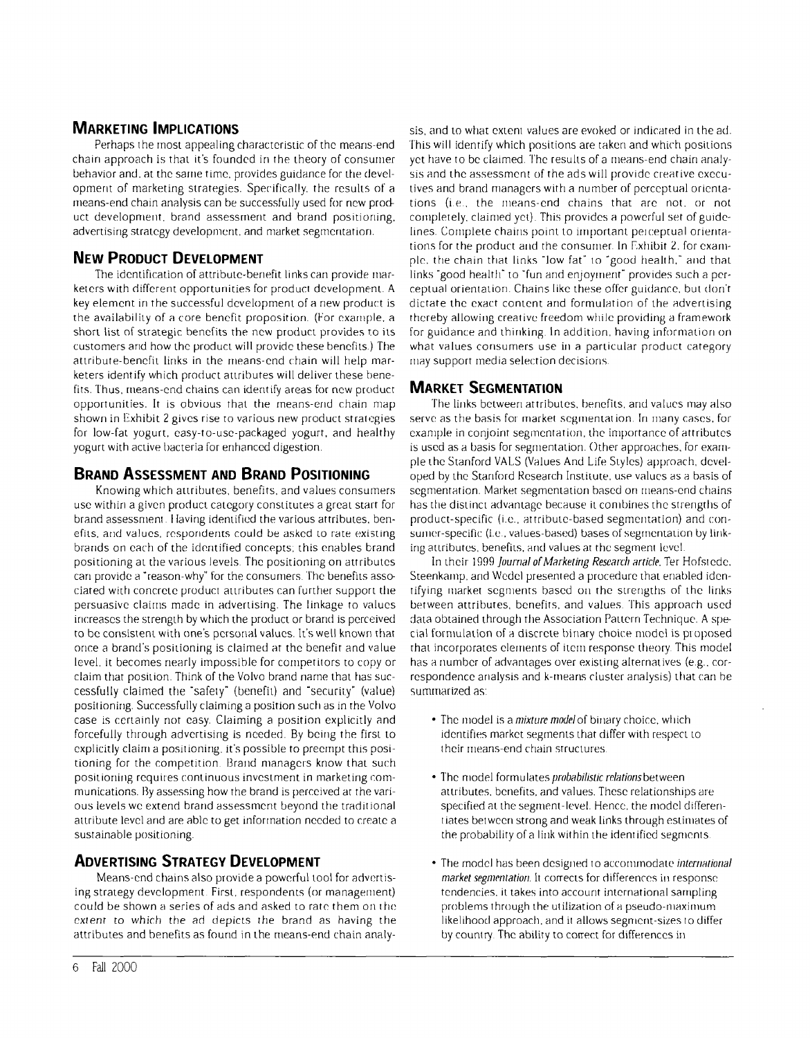## Marketing Implications

Perhaps the most appealing characteristic of the means-end chain approach is that it's founded in the theory of consumer behavior and, at the same time, provides guidance for the development of marketing strategies. Specifically, the results of a means-end chain analysis can be successfully used for new product development, brand assessment and brand positioning, advertising strategy development, and market segmentation.

## New Product Development

The identification of attribute-benefit links can provide marketers with different opportunities for product development. A key element in the successful development of a new product is the availability of a core benefit proposition. (For example, a short list of strategic benefits the new product provides to its customers and how the product will provide these benefits.) The attribute-benefit links in the means-end chain will help marketers identify which product attributes will deliver these benefits. Thus, means-end chains can identify areas for new product opportunities. It is obvious that the means-end chain map shown in Exhibit 2 gives rise to various new product strategies for low-fat yogurt, easy-to-use-packaged yogurt, and healthy yogurt with active bacteria for enhanced digestion.

## Brand Assessment and Brand Positioning

Knowing which attributes, benefits, and values consumers use within a given product category constitutes a great start for brand assessment. Having identified the various attributes, benefits, and values, respondents could be asked to rate existing brands on each of the identified concepts; this enables brand positioning at the various levels. The positioning on attributes can provide a "reason-why" for the consumers. The benefits associated with concrete product attributes can further support the persuasive claims made in advertising. The linkage to values increases the strength by which the product or brand is perceived to be consistent with one's personal values. It's well known that once a brand's positioning is claimed at the benefit and value level, it becomes nearly impossible for competitors to copy or claim that position. Think of the Volvo brand name that has successfully claimed the "safety" (benefit) and "security" (value) positioning. Successfully claiming a position such as in the Volvo case is certainly not easy. Claiming a position explicitly and forcefully through advertising is needed. By being the first to explicitly claim a positioning, it's possible to preempt this positioning for the competition. Brand managers know that such positioning requires continuous investment in marketing communications. By assessing how the brand is perceived at the various levels we extend brand assessment beyond the traditional attribute level and are able to get information needed to create a sustainable positioning.

## Advertising Strategy Development

Means-end chains also provide a powerful tool for advertising strategy development. First, respondents (or management) could be shown a series of ads and asked to rate them on the extent to which the ad depicts the brand as having the attributes and benefits as found in the means-end chain analysis, and to what extent values are evoked or indicated in the ad. This will identify which positions are taken and which positions yet have to be claimed. The results of a means-end chain analysis and the assessment of the ads will provide creative executives and brand managers with a number of perceptual orientations (i.e., the means-end chains that are not, or not completely, claimed yet). This provides a powerful set of guidelines. Complete chains point to important perceptual orientations for the product and the consumer. In Exhibit 2, for example, the chain that links "low fat" to "good health," and that links "good health" to "fun and enjoyment" provides such a perceptual orientation. Chains like these offer guidance, but don't dictate the exact content and formulation of the advertising thereby allowing creative freedom while providing a framework for guidance and thinking. In addition, having information on what values consumers use in a particular product category may support media selection decisions.

## Market Segmentation

The links between attributes, benefits, and values may also serve as the basis for market segmentation. In many cases, for example in conjoint segmentation, the importance of attributes is used as a basis for segmentation. Other approaches, for example the Stanford VALS (Values And Life Styles) approach, developed by the Stanford Research Institute, use values as a basis of segmentation. Market segmentation based on means-end chains has the distinct advantage because it combines the strengths of product-specific (i.e., attribute-based segmentation) and consumer-specific (i.e., values-based) bases of segmentation by linking attributes, benefits, and values at the segment level.

In their 1999 *Journal of Marketing Research article*, Ter Hofstede, Steenkamp, and Wedel presented a procedure that enabled identifying market segments based on the strengths of the links between attributes, benefits, and values. This approach used data obtained through the Association Pattern Technique. A special formulation of a discrete binary choice model is proposed that incorporates elements of item response theory. This model has a number of advantages over existing alternatives (e.g., correspondence analysis and k-means cluster analysis) that can be summarized as:

- The model is a *mixture model* of binary choice, which identifies market segments that differ with respect to their means-end chain structures.
- The model formulates *probabilistic relations* between attributes, benefits, and values. These relationships are specified at the segment-level. Hence, the model differentiates between strong and weak links through estimates of the probability of a link within the identified segments.
- The model has been designed to accommodate *international market segmentation*. It corrects for differences in response tendencies, it takes into account international sampling problems through the utilization of a pseudo-maximum likelihood approach, and it allows segment-sizes to differ by country. The ability to correct for differences in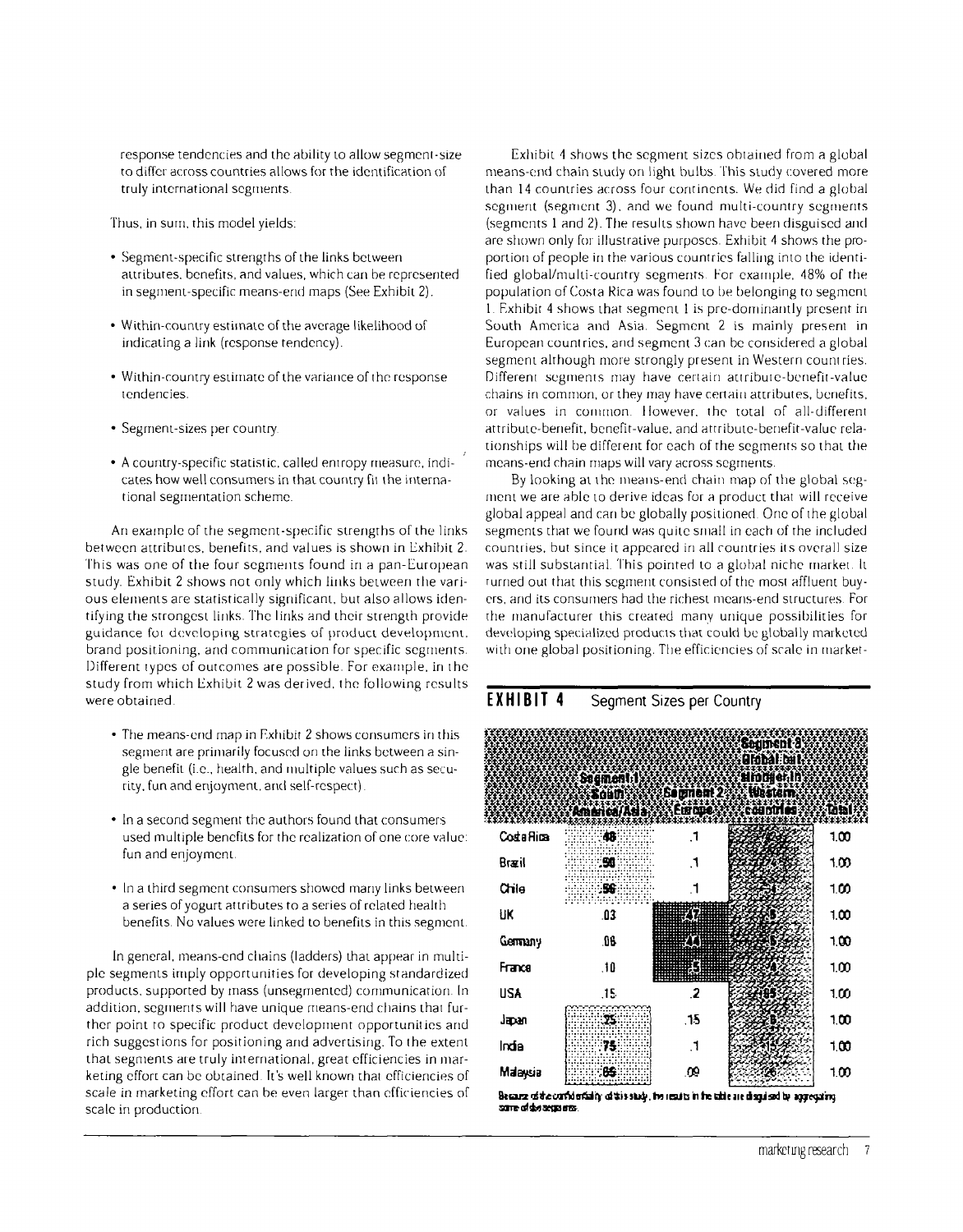response tendencies and the ability to allow segment-size to differ across countries allows for the identification of truly international segments.

Thus, in sum, this model yields:

- Segment-specific strengths of the links between attributes, benefits, and values, which can be represented in segment-specific means-end maps (See Exhibit 2).
- Within-country estimate of the average likelihood of indicating a link (response tendency).
- Within-country estimate of the variance of the response tendencies.
- Segment-sizes per country.
- A country-specific statistic, called entropy measure, indicates how well consumers in that country fit the international segmentation scheme.

An example of the segment-specific strengths of the links between attributes, benefits, and values is shown in Exhibit 2. This was one of the four segments found in a pan-European study. Exhibit 2 shows not only which links between the various elements are statistically significant, but also allows identifying the strongest links. The links and their strength provide guidance for developing strategies of product development, brand positioning, and communication for specific segments. Different types of outcomes are possible. For example, in the study from which Exhibit 2 was derived, the following results were obtained.

- The means-end map in Exhibit 2 shows consumers in this segment are primarily focused on the links between a single benefit (i.e., health, and multiple values such as security, fun and enjoyment, and self-respect).
- In a second segment the authors found that consumers used multiple benefits for the realization of one core value: fun and enjoyment.
- In a third segment consumers showed many links between a series of yogurt attributes to a series of related health benefits. No values were linked to benefits in this segment.

In general, means-end chains (ladders) that appear in multiple segments imply opportunities for developing standardized products, supported by mass (unsegmented) communication. In addition, segments will have unique means-end chains that further point to specific product development opportunities and rich suggestions for positioning and advertising. To the extent that segments are truly international, great efficiencies in marketing effort can be obtained. It's well known that efficiencies of scale in marketing effort can be even larger than efficiencies of scale in production.

Exhibit 4 shows the segment sizes obtained from a global means-end chain study on light bulbs. This study covered more than 14 countries across four continents. We did find a global segment (segment 3), and we found multi-country segments (segments 1 and 2). The results shown have been disguised and are shown only for illustrative purposes. Exhibit 4 shows the proportion of people in the various countries falling into the identified global/multi-country segments. For example, 48% of the population of Costa Rica was found to be belonging to segment 1. Exhibit 4 shows that segment 1 is pre-dominantly present in South America and Asia. Segment 2 is mainly present in European countries, and segment 3 can be considered a global segment although more strongly present in Western countries. Different segments may have certain attribute-benefit-value chains in common, or they may have certain attributes, benefits, or values in common. However, the total of all-different attribute-benefit, benefit-value, and attribute-benefit-value relationships will be different for each of the segments so that the means-end chain maps will vary across segments.

By looking at the means-end chain map of the global segment we are able to derive ideas for a product that will receive global appeal and can be globally positioned. One of the global segments that we found was quite small in each of the included countries, but since it appeared in all countries its overall size was still substantial. This pointed to a global niche market. It turned out that this segment consisted of the most affluent buyers, and its consumers had the richest means-end structures. For the manufacturer this created many unique possibilities for developing specialized products that could be globally marketed with one global positioning. The efficiencies of scale in market-

**EXHIBIT 4** Segment Sizes per Country

| | Segment 1 South America/Asia | Segment 2 Europe | Segment 3 Global but stronger in Western countries | Total |
|---|---|---|---|---|
| Costa Rica | .48 | .1 | | 1.00 |
| Brazil | .50 | .1 | | 1.00 |
| Chile | .56 | .1 | .4 | 1.00 |
| UK | .03 | .47 | .5 | 1.00 |
| Germany | .06 | .44 | .5 | 1.00 |
| France | .10 | .5 | .4 | 1.00 |
| USA | .15 | .2 | .65 | 1.00 |
| Japan | .75 | .15 | .6 | 1.00 |
| India | .75 | .1 | .15 | 1.00 |
| Malaysia | .85 | .09 | .06 | 1.00 |

Because of the confidentiality of this study, the results in the table are disguised by aggregating some of the segments.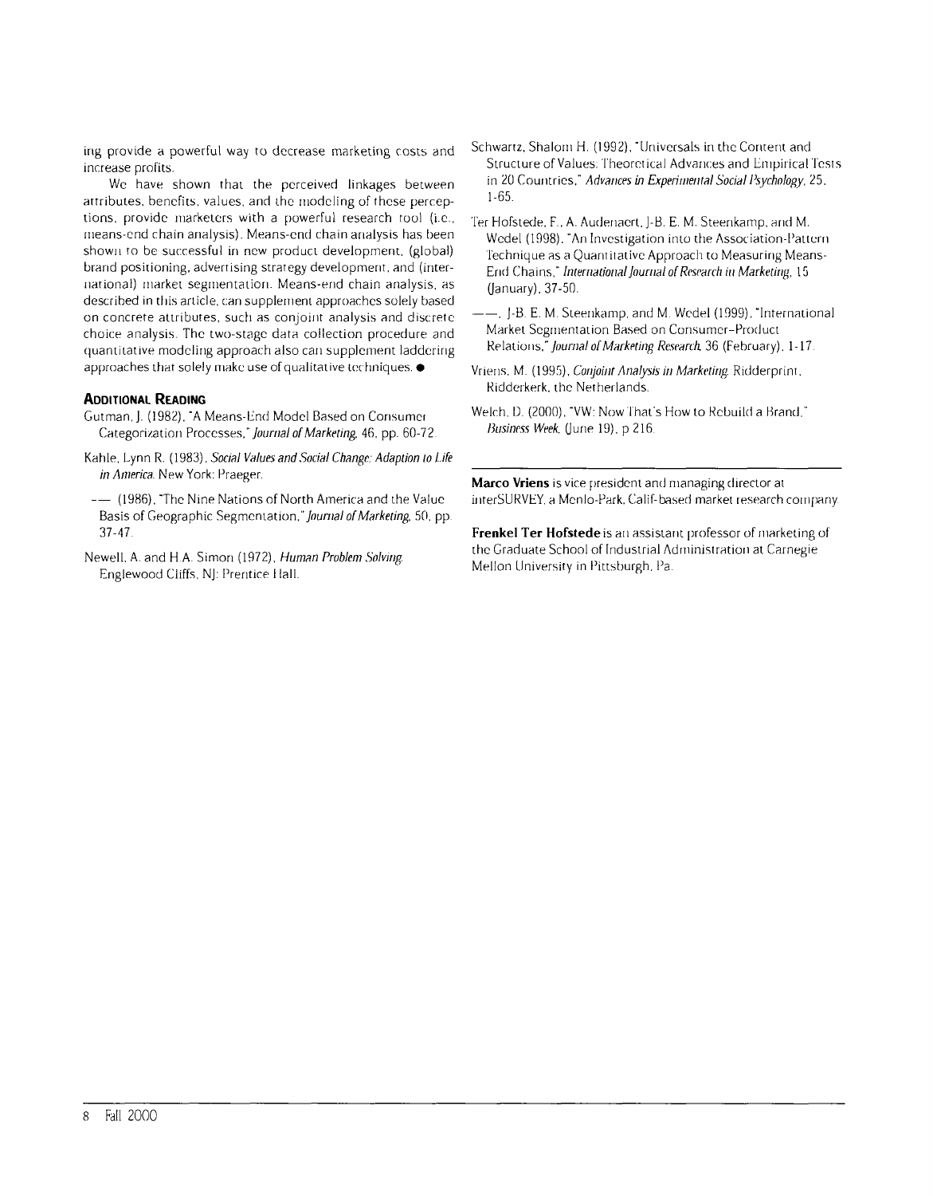ing provide a powerful way to decrease marketing costs and increase profits.

We have shown that the perceived linkages between attributes, benefits, values, and the modeling of these perceptions, provide marketers with a powerful research tool (i.e., means-end chain analysis). Means-end chain analysis has been shown to be successful in new product development, (global) brand positioning, advertising strategy development, and (international) market segmentation. Means-end chain analysis, as described in this article, can supplement approaches solely based on concrete attributes, such as conjoint analysis and discrete choice analysis. The two-stage data collection procedure and quantitative modeling approach also can supplement laddering approaches that solely make use of qualitative techniques. ●

### Additional Reading

Gutman, J. (1982), "A Means-End Model Based on Consumer Categorization Processes," *Journal of Marketing*, 46, pp. 60-72.

Kahle, Lynn R. (1983), *Social Values and Social Change: Adaption to Life in America*. New York: Praeger.

— (1986), "The Nine Nations of North America and the Value Basis of Geographic Segmentation," *Journal of Marketing*, 50, pp. 37-47.

Newell, A. and H.A. Simon (1972), *Human Problem Solving*. Englewood Cliffs, NJ: Prentice Hall.

Schwartz, Shalom H. (1992), "Universals in the Content and Structure of Values: Theoretical Advances and Empirical Tests in 20 Countries," *Advances in Experimental Social Psychology*, 25, 1-65.

Ter Hofstede, F., A. Audenaert, J-B. E. M. Steenkamp, and M. Wedel (1998), "An Investigation into the Association-Pattern Technique as a Quantitative Approach to Measuring Means-End Chains," *International Journal of Research in Marketing*, 15 (January), 37-50.

——, J-B. E. M. Steenkamp, and M. Wedel (1999), "International Market Segmentation Based on Consumer-Product Relations," *Journal of Marketing Research*, 36 (February), 1-17.

Vriens, M. (1995), *Conjoint Analysis in Marketing*. Ridderprint, Ridderkerk, the Netherlands.

Welch, D. (2000), "VW: Now That's How to Rebuild a Brand," *Business Week*, (June 19), p 216.

---

**Marco Vriens** is vice president and managing director at interSURVEY, a Menlo-Park, Calif-based market research company.

**Frenkel Ter Hofstede** is an assistant professor of marketing of the Graduate School of Industrial Administration at Carnegie Mellon University in Pittsburgh, Pa.